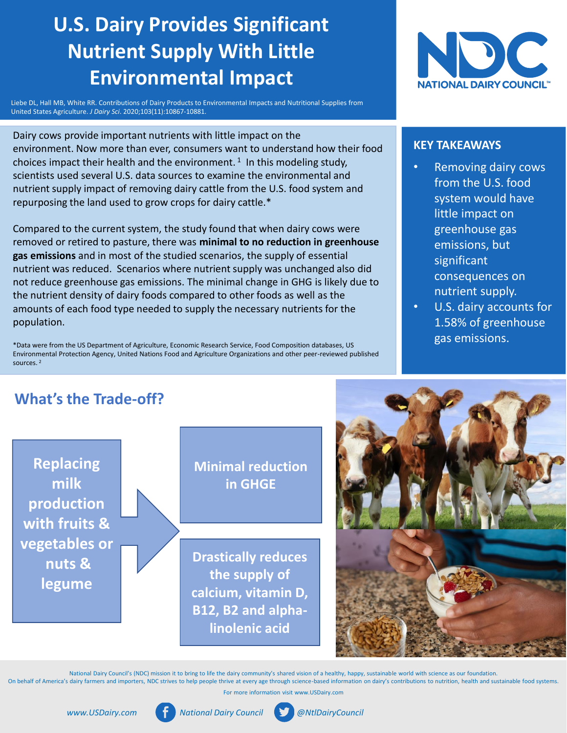# U.S. Dairy Provides Significant Nutrient Supply With Little Environmental Impact

Liebe DL, Hall MB, White RR. Contributions of Dairy Products to Environmental Impacts and Nutritional Supplies from United States Agriculture. *J Dairy Sci*. 2020;103(11):10867-10881.

NATIONAL DAIRY COUNCIL™

Dairy cows provide important nutrients with little impact on the environment. Now more than ever, consumers want to understand how their food choices impact their health and the environment. [1] In this modeling study, scientists used several U.S. data sources to examine the environmental and nutrient supply impact of removing dairy cattle from the U.S. food system and repurposing the land used to grow crops for dairy cattle.*

Compared to the current system, the study found that when dairy cows were removed or retired to pasture, there was **minimal to no reduction in greenhouse gas emissions** and in most of the studied scenarios, the supply of essential nutrient was reduced. Scenarios where nutrient supply was unchanged also did not reduce greenhouse gas emissions. The minimal change in GHG is likely due to the nutrient density of dairy foods compared to other foods as well as the amounts of each food type needed to supply the necessary nutrients for the population.

*Data were from the US Department of Agriculture, Economic Research Service, Food Composition databases, US Environmental Protection Agency, United Nations Food and Agriculture Organizations and other peer-reviewed published sources. [2]

## KEY TAKEAWAYS

- Removing dairy cows from the U.S. food system would have little impact on greenhouse gas emissions, but significant consequences on nutrient supply.
- U.S. dairy accounts for 1.58% of greenhouse gas emissions.

## What's the Trade-off?

**Replacing milk production with fruits & vegetables or nuts & legume**

→ **Minimal reduction in GHGE**

→ **Drastically reduces the supply of calcium, vitamin D, B12, B2 and alpha-linolenic acid**

National Dairy Council's (NDC) mission it to bring to life the dairy community's shared vision of a healthy, happy, sustainable world with science as our foundation.
On behalf of America's dairy farmers and importers, NDC strives to help people thrive at every age through science-based information on dairy's contributions to nutrition, health and sustainable food systems.

For more information visit www.USDairy.com

*www.USDairy.com* | *National Dairy Council* | *@NtlDairyCouncil*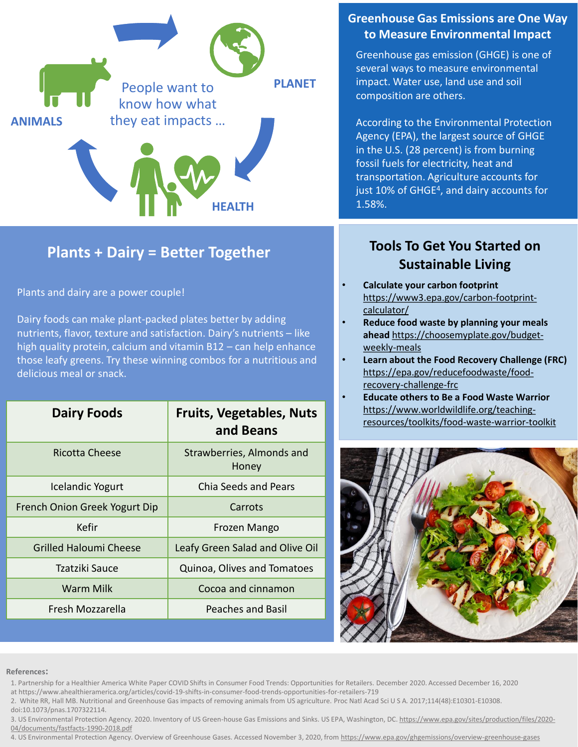People want to know how what they eat impacts …

ANIMALS

PLANET

HEALTH

## Greenhouse Gas Emissions are One Way to Measure Environmental Impact

Greenhouse gas emission (GHGE) is one of several ways to measure environmental impact. Water use, land use and soil composition are others.

According to the Environmental Protection Agency (EPA), the largest source of GHGE in the U.S. (28 percent) is from burning fossil fuels for electricity, heat and transportation. Agriculture accounts for just 10% of GHGE[4], and dairy accounts for 1.58%.

## Plants + Dairy = Better Together

Plants and dairy are a power couple!

Dairy foods can make plant-packed plates better by adding nutrients, flavor, texture and satisfaction. Dairy's nutrients – like high quality protein, calcium and vitamin B12 – can help enhance those leafy greens. Try these winning combos for a nutritious and delicious meal or snack.

| Dairy Foods | Fruits, Vegetables, Nuts and Beans |
|---|---|
| Ricotta Cheese | Strawberries, Almonds and Honey |
| Icelandic Yogurt | Chia Seeds and Pears |
| French Onion Greek Yogurt Dip | Carrots |
| Kefir | Frozen Mango |
| Grilled Haloumi Cheese | Leafy Green Salad and Olive Oil |
| Tzatziki Sauce | Quinoa, Olives and Tomatoes |
| Warm Milk | Cocoa and cinnamon |
| Fresh Mozzarella | Peaches and Basil |

## Tools To Get You Started on Sustainable Living

- **Calculate your carbon footprint** https://www3.epa.gov/carbon-footprint-calculator/
- **Reduce food waste by planning your meals ahead** https://choosemyplate.gov/budget-weekly-meals
- **Learn about the Food Recovery Challenge (FRC)** https://epa.gov/reducefoodwaste/food-recovery-challenge-frc
- **Educate others to Be a Food Waste Warrior** https://www.worldwildlife.org/teaching-resources/toolkits/food-waste-warrior-toolkit

**References:**

1. Partnership for a Healthier America White Paper COVID Shifts in Consumer Food Trends: Opportunities for Retailers. December 2020. Accessed December 16, 2020 at https://www.ahealthieramerica.org/articles/covid-19-shifts-in-consumer-food-trends-opportunities-for-retailers-719
2. White RR, Hall MB. Nutritional and Greenhouse Gas impacts of removing animals from US agriculture. Proc Natl Acad Sci U S A. 2017;114(48):E10301-E10308. doi:10.1073/pnas.1707322114.
3. US Environmental Protection Agency. 2020. Inventory of US Green-house Gas Emissions and Sinks. US EPA, Washington, DC. https://www.epa.gov/sites/production/files/2020-04/documents/fastfacts-1990-2018.pdf
4. US Environmental Protection Agency. Overview of Greenhouse Gases. Accessed November 3, 2020, from https://www.epa.gov/ghgemissions/overview-greenhouse-gases